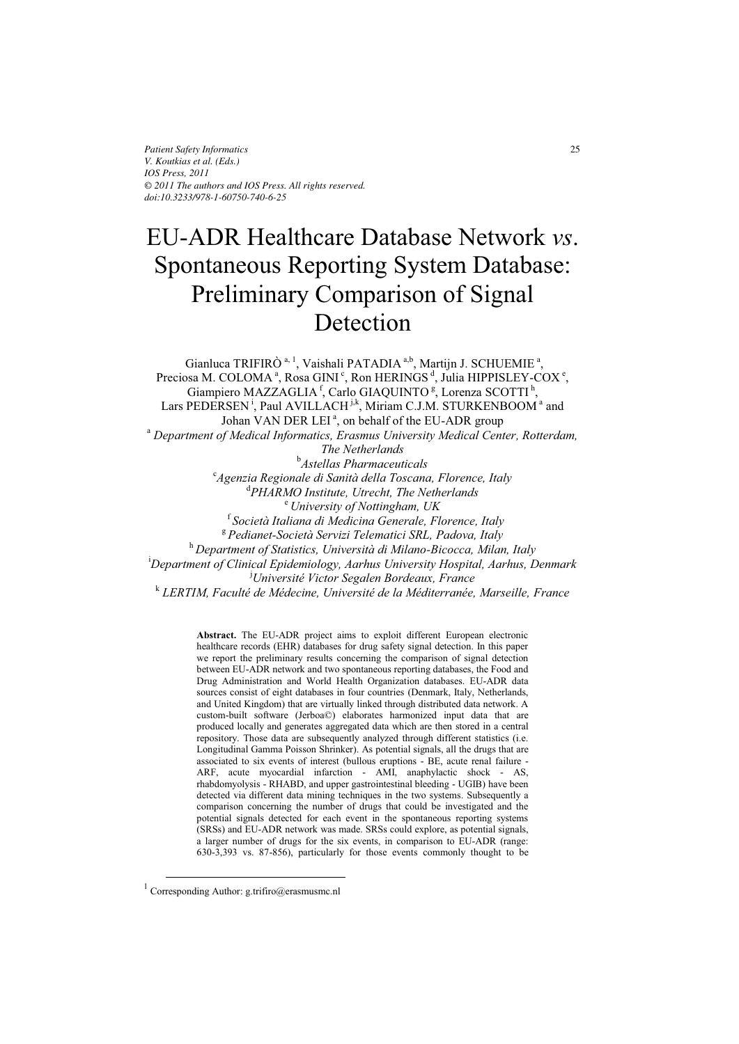# EU-ADR Healthcare Database Network *vs*. Spontaneous Reporting System Database: Preliminary Comparison of Signal Detection

Gianluca TRIFIRÒ [a, 1], Vaishali PATADIA [a,b], Martijn J. SCHUEMIE [a], Preciosa M. COLOMA [a], Rosa GINI [c], Ron HERINGS [d], Julia HIPPISLEY-COX [e], Giampiero MAZZAGLIA [f], Carlo GIAQUINTO [g], Lorenza SCOTTI [h], Lars PEDERSEN [i], Paul AVILLACH [j,k], Miriam C.J.M. STURKENBOOM [a] and Johan VAN DER LEI [a], on behalf of the EU-ADR group

[a] *Department of Medical Informatics, Erasmus University Medical Center, Rotterdam, The Netherlands*
[b] *Astellas Pharmaceuticals*
[c] *Agenzia Regionale di Sanità della Toscana, Florence, Italy*
[d] *PHARMO Institute, Utrecht, The Netherlands*
[e] *University of Nottingham, UK*
[f] *Società Italiana di Medicina Generale, Florence, Italy*
[g] *Pedianet-Società Servizi Telematici SRL, Padova, Italy*
[h] *Department of Statistics, Università di Milano-Bicocca, Milan, Italy*
[i] *Department of Clinical Epidemiology, Aarhus University Hospital, Aarhus, Denmark*
[j] *Université Victor Segalen Bordeaux, France*
[k] *LERTIM, Faculté de Médecine, Université de la Méditerranée, Marseille, France*

**Abstract.** The EU-ADR project aims to exploit different European electronic healthcare records (EHR) databases for drug safety signal detection. In this paper we report the preliminary results concerning the comparison of signal detection between EU-ADR network and two spontaneous reporting databases, the Food and Drug Administration and World Health Organization databases. EU-ADR data sources consist of eight databases in four countries (Denmark, Italy, Netherlands, and United Kingdom) that are virtually linked through distributed data network. A custom-built software (Jerboa©) elaborates harmonized input data that are produced locally and generates aggregated data which are then stored in a central repository. Those data are subsequently analyzed through different statistics (i.e. Longitudinal Gamma Poisson Shrinker). As potential signals, all the drugs that are associated to six events of interest (bullous eruptions - BE, acute renal failure - ARF, acute myocardial infarction - AMI, anaphylactic shock - AS, rhabdomyolysis - RHABD, and upper gastrointestinal bleeding - UGIB) have been detected via different data mining techniques in the two systems. Subsequently a comparison concerning the number of drugs that could be investigated and the potential signals detected for each event in the spontaneous reporting systems (SRSs) and EU-ADR network was made. SRSs could explore, as potential signals, a larger number of drugs for the six events, in comparison to EU-ADR (range: 630-3,393 vs. 87-856), particularly for those events commonly thought to be

[1] Corresponding Author: g.trifiro@erasmusmc.nl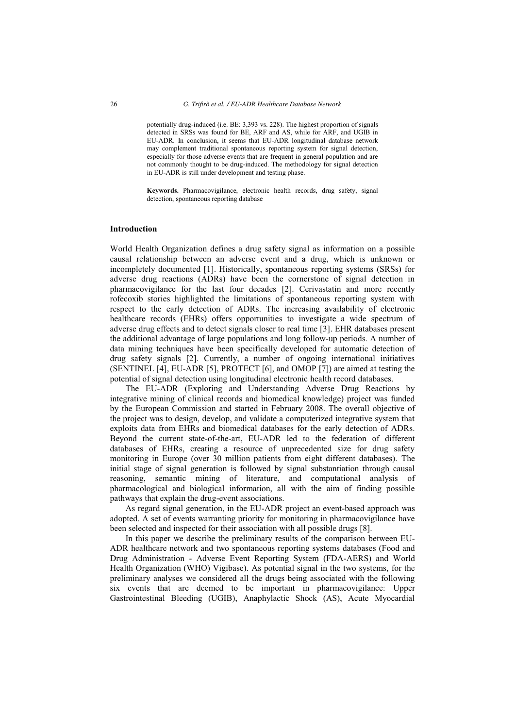potentially drug-induced (i.e. BE: 3,393 vs. 228). The highest proportion of signals detected in SRSs was found for BE, ARF and AS, while for ARF, and UGIB in EU-ADR. In conclusion, it seems that EU-ADR longitudinal database network may complement traditional spontaneous reporting system for signal detection, especially for those adverse events that are frequent in general population and are not commonly thought to be drug-induced. The methodology for signal detection in EU-ADR is still under development and testing phase.

**Keywords.** Pharmacovigilance, electronic health records, drug safety, signal detection, spontaneous reporting database

## Introduction

World Health Organization defines a drug safety signal as information on a possible causal relationship between an adverse event and a drug, which is unknown or incompletely documented [1]. Historically, spontaneous reporting systems (SRSs) for adverse drug reactions (ADRs) have been the cornerstone of signal detection in pharmacovigilance for the last four decades [2]. Cerivastatin and more recently rofecoxib stories highlighted the limitations of spontaneous reporting system with respect to the early detection of ADRs. The increasing availability of electronic healthcare records (EHRs) offers opportunities to investigate a wide spectrum of adverse drug effects and to detect signals closer to real time [3]. EHR databases present the additional advantage of large populations and long follow-up periods. A number of data mining techniques have been specifically developed for automatic detection of drug safety signals [2]. Currently, a number of ongoing international initiatives (SENTINEL [4], EU-ADR [5], PROTECT [6], and OMOP [7]) are aimed at testing the potential of signal detection using longitudinal electronic health record databases.

The EU-ADR (Exploring and Understanding Adverse Drug Reactions by integrative mining of clinical records and biomedical knowledge) project was funded by the European Commission and started in February 2008. The overall objective of the project was to design, develop, and validate a computerized integrative system that exploits data from EHRs and biomedical databases for the early detection of ADRs. Beyond the current state-of-the-art, EU-ADR led to the federation of different databases of EHRs, creating a resource of unprecedented size for drug safety monitoring in Europe (over 30 million patients from eight different databases). The initial stage of signal generation is followed by signal substantiation through causal reasoning, semantic mining of literature, and computational analysis of pharmacological and biological information, all with the aim of finding possible pathways that explain the drug-event associations.

As regard signal generation, in the EU-ADR project an event-based approach was adopted. A set of events warranting priority for monitoring in pharmacovigilance have been selected and inspected for their association with all possible drugs [8].

In this paper we describe the preliminary results of the comparison between EU-ADR healthcare network and two spontaneous reporting systems databases (Food and Drug Administration - Adverse Event Reporting System (FDA-AERS) and World Health Organization (WHO) Vigibase). As potential signal in the two systems, for the preliminary analyses we considered all the drugs being associated with the following six events that are deemed to be important in pharmacovigilance: Upper Gastrointestinal Bleeding (UGIB), Anaphylactic Shock (AS), Acute Myocardial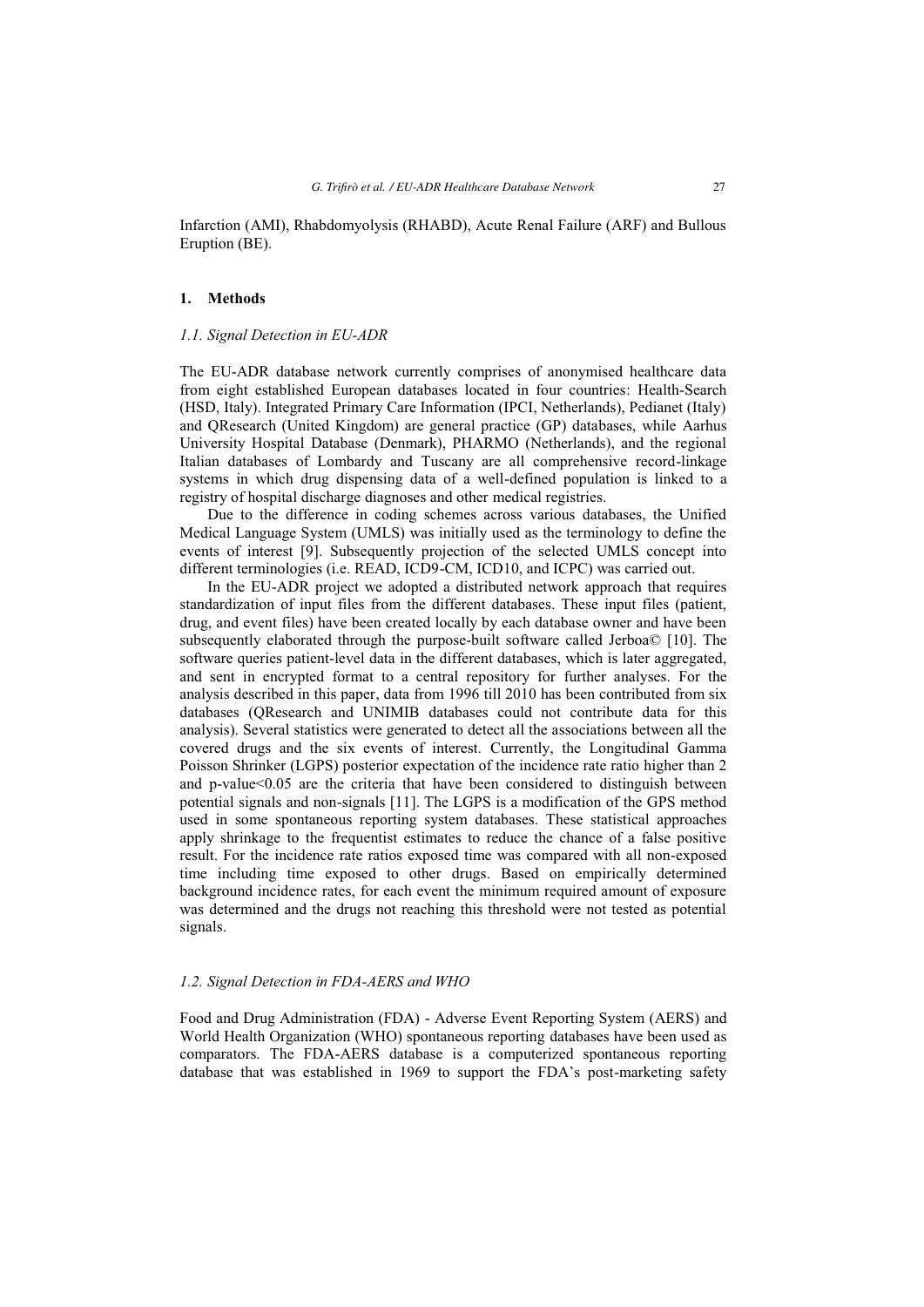Infarction (AMI), Rhabdomyolysis (RHABD), Acute Renal Failure (ARF) and Bullous Eruption (BE).

## 1. Methods

### *1.1. Signal Detection in EU-ADR*

The EU-ADR database network currently comprises of anonymised healthcare data from eight established European databases located in four countries: Health-Search (HSD, Italy). Integrated Primary Care Information (IPCI, Netherlands), Pedianet (Italy) and QResearch (United Kingdom) are general practice (GP) databases, while Aarhus University Hospital Database (Denmark), PHARMO (Netherlands), and the regional Italian databases of Lombardy and Tuscany are all comprehensive record-linkage systems in which drug dispensing data of a well-defined population is linked to a registry of hospital discharge diagnoses and other medical registries.

Due to the difference in coding schemes across various databases, the Unified Medical Language System (UMLS) was initially used as the terminology to define the events of interest [9]. Subsequently projection of the selected UMLS concept into different terminologies (i.e. READ, ICD9-CM, ICD10, and ICPC) was carried out.

In the EU-ADR project we adopted a distributed network approach that requires standardization of input files from the different databases. These input files (patient, drug, and event files) have been created locally by each database owner and have been subsequently elaborated through the purpose-built software called Jerboa© [10]. The software queries patient-level data in the different databases, which is later aggregated, and sent in encrypted format to a central repository for further analyses. For the analysis described in this paper, data from 1996 till 2010 has been contributed from six databases (QResearch and UNIMIB databases could not contribute data for this analysis). Several statistics were generated to detect all the associations between all the covered drugs and the six events of interest. Currently, the Longitudinal Gamma Poisson Shrinker (LGPS) posterior expectation of the incidence rate ratio higher than 2 and p-value<0.05 are the criteria that have been considered to distinguish between potential signals and non-signals [11]. The LGPS is a modification of the GPS method used in some spontaneous reporting system databases. These statistical approaches apply shrinkage to the frequentist estimates to reduce the chance of a false positive result. For the incidence rate ratios exposed time was compared with all non-exposed time including time exposed to other drugs. Based on empirically determined background incidence rates, for each event the minimum required amount of exposure was determined and the drugs not reaching this threshold were not tested as potential signals.

### *1.2. Signal Detection in FDA-AERS and WHO*

Food and Drug Administration (FDA) - Adverse Event Reporting System (AERS) and World Health Organization (WHO) spontaneous reporting databases have been used as comparators. The FDA-AERS database is a computerized spontaneous reporting database that was established in 1969 to support the FDA's post-marketing safety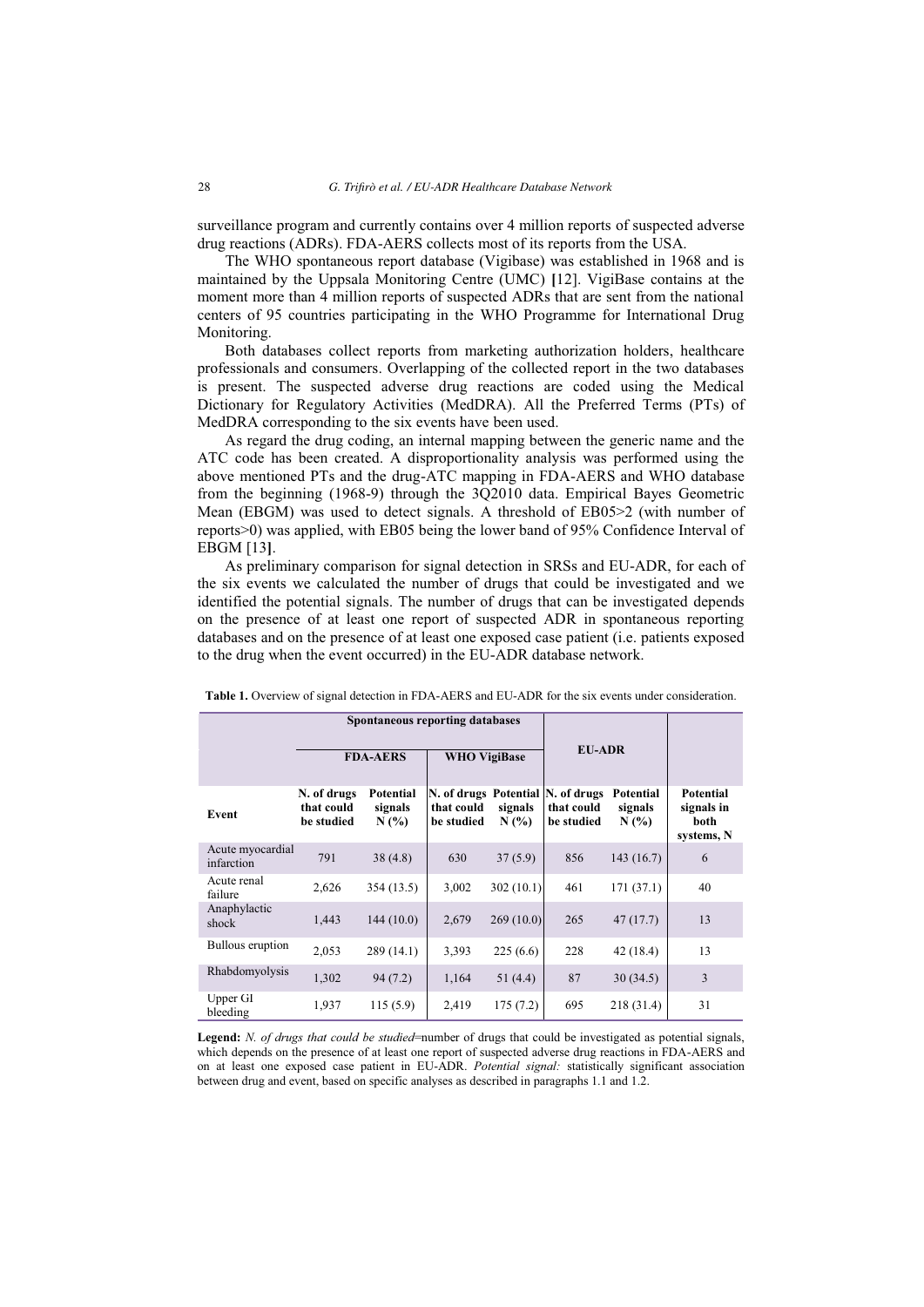surveillance program and currently contains over 4 million reports of suspected adverse drug reactions (ADRs). FDA-AERS collects most of its reports from the USA.

The WHO spontaneous report database (Vigibase) was established in 1968 and is maintained by the Uppsala Monitoring Centre (UMC) [12]. VigiBase contains at the moment more than 4 million reports of suspected ADRs that are sent from the national centers of 95 countries participating in the WHO Programme for International Drug Monitoring.

Both databases collect reports from marketing authorization holders, healthcare professionals and consumers. Overlapping of the collected report in the two databases is present. The suspected adverse drug reactions are coded using the Medical Dictionary for Regulatory Activities (MedDRA). All the Preferred Terms (PTs) of MedDRA corresponding to the six events have been used.

As regard the drug coding, an internal mapping between the generic name and the ATC code has been created. A disproportionality analysis was performed using the above mentioned PTs and the drug-ATC mapping in FDA-AERS and WHO database from the beginning (1968-9) through the 3Q2010 data. Empirical Bayes Geometric Mean (EBGM) was used to detect signals. A threshold of EB05>2 (with number of reports>0) was applied, with EB05 being the lower band of 95% Confidence Interval of EBGM [13].

As preliminary comparison for signal detection in SRSs and EU-ADR, for each of the six events we calculated the number of drugs that could be investigated and we identified the potential signals. The number of drugs that can be investigated depends on the presence of at least one report of suspected ADR in spontaneous reporting databases and on the presence of at least one exposed case patient (i.e. patients exposed to the drug when the event occurred) in the EU-ADR database network.

**Table 1.** Overview of signal detection in FDA-AERS and EU-ADR for the six events under consideration.

| | Spontaneous reporting databases | | | | EU-ADR | | |
|---|---|---|---|---|---|---|---|
| | FDA-AERS | | WHO VigiBase | | | | |
| **Event** | **N. of drugs that could be studied** | **Potential signals N (%)** | **N. of drugs that could be studied** | **Potential signals N (%)** | **N. of drugs that could be studied** | **Potential signals N (%)** | **Potential signals in both systems, N** |
| Acute myocardial infarction | 791 | 38 (4.8) | 630 | 37 (5.9) | 856 | 143 (16.7) | 6 |
| Acute renal failure | 2,626 | 354 (13.5) | 3,002 | 302 (10.1) | 461 | 171 (37.1) | 40 |
| Anaphylactic shock | 1,443 | 144 (10.0) | 2,679 | 269 (10.0) | 265 | 47 (17.7) | 13 |
| Bullous eruption | 2,053 | 289 (14.1) | 3,393 | 225 (6.6) | 228 | 42 (18.4) | 13 |
| Rhabdomyolysis | 1,302 | 94 (7.2) | 1,164 | 51 (4.4) | 87 | 30 (34.5) | 3 |
| Upper GI bleeding | 1,937 | 115 (5.9) | 2,419 | 175 (7.2) | 695 | 218 (31.4) | 31 |

**Legend:** *N. of drugs that could be studied*=number of drugs that could be investigated as potential signals, which depends on the presence of at least one report of suspected adverse drug reactions in FDA-AERS and on at least one exposed case patient in EU-ADR. *Potential signal:* statistically significant association between drug and event, based on specific analyses as described in paragraphs 1.1 and 1.2.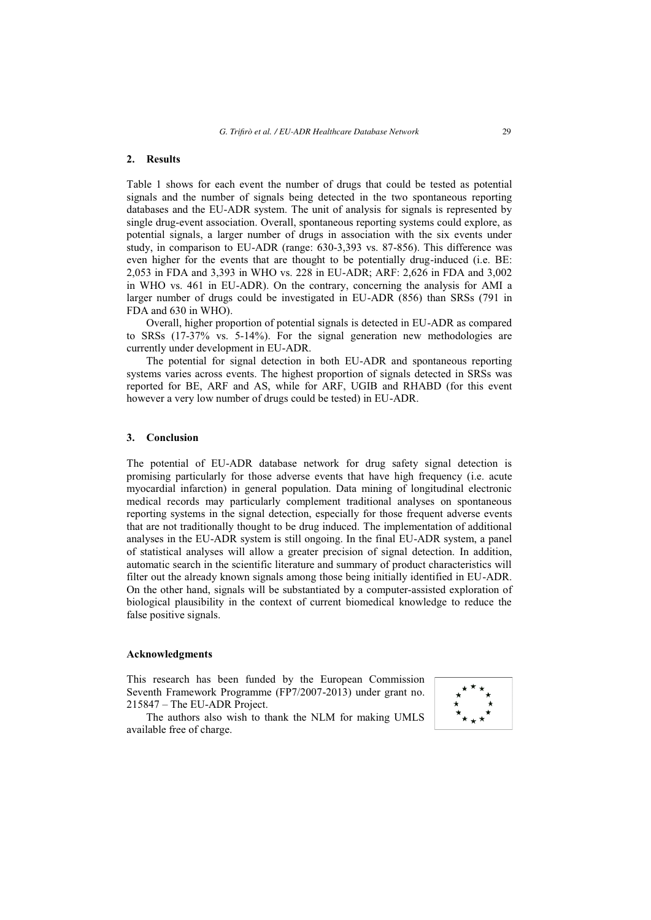## 2. Results

Table 1 shows for each event the number of drugs that could be tested as potential signals and the number of signals being detected in the two spontaneous reporting databases and the EU-ADR system. The unit of analysis for signals is represented by single drug-event association. Overall, spontaneous reporting systems could explore, as potential signals, a larger number of drugs in association with the six events under study, in comparison to EU-ADR (range: 630-3,393 vs. 87-856). This difference was even higher for the events that are thought to be potentially drug-induced (i.e. BE: 2,053 in FDA and 3,393 in WHO vs. 228 in EU-ADR; ARF: 2,626 in FDA and 3,002 in WHO vs. 461 in EU-ADR). On the contrary, concerning the analysis for AMI a larger number of drugs could be investigated in EU-ADR (856) than SRSs (791 in FDA and 630 in WHO).

Overall, higher proportion of potential signals is detected in EU-ADR as compared to SRSs (17-37% vs. 5-14%). For the signal generation new methodologies are currently under development in EU-ADR.

The potential for signal detection in both EU-ADR and spontaneous reporting systems varies across events. The highest proportion of signals detected in SRSs was reported for BE, ARF and AS, while for ARF, UGIB and RHABD (for this event however a very low number of drugs could be tested) in EU-ADR.

## 3. Conclusion

The potential of EU-ADR database network for drug safety signal detection is promising particularly for those adverse events that have high frequency (i.e. acute myocardial infarction) in general population. Data mining of longitudinal electronic medical records may particularly complement traditional analyses on spontaneous reporting systems in the signal detection, especially for those frequent adverse events that are not traditionally thought to be drug induced. The implementation of additional analyses in the EU-ADR system is still ongoing. In the final EU-ADR system, a panel of statistical analyses will allow a greater precision of signal detection. In addition, automatic search in the scientific literature and summary of product characteristics will filter out the already known signals among those being initially identified in EU-ADR. On the other hand, signals will be substantiated by a computer-assisted exploration of biological plausibility in the context of current biomedical knowledge to reduce the false positive signals.

### Acknowledgments

This research has been funded by the European Commission Seventh Framework Programme (FP7/2007-2013) under grant no. 215847 – The EU-ADR Project.

The authors also wish to thank the NLM for making UMLS available free of charge.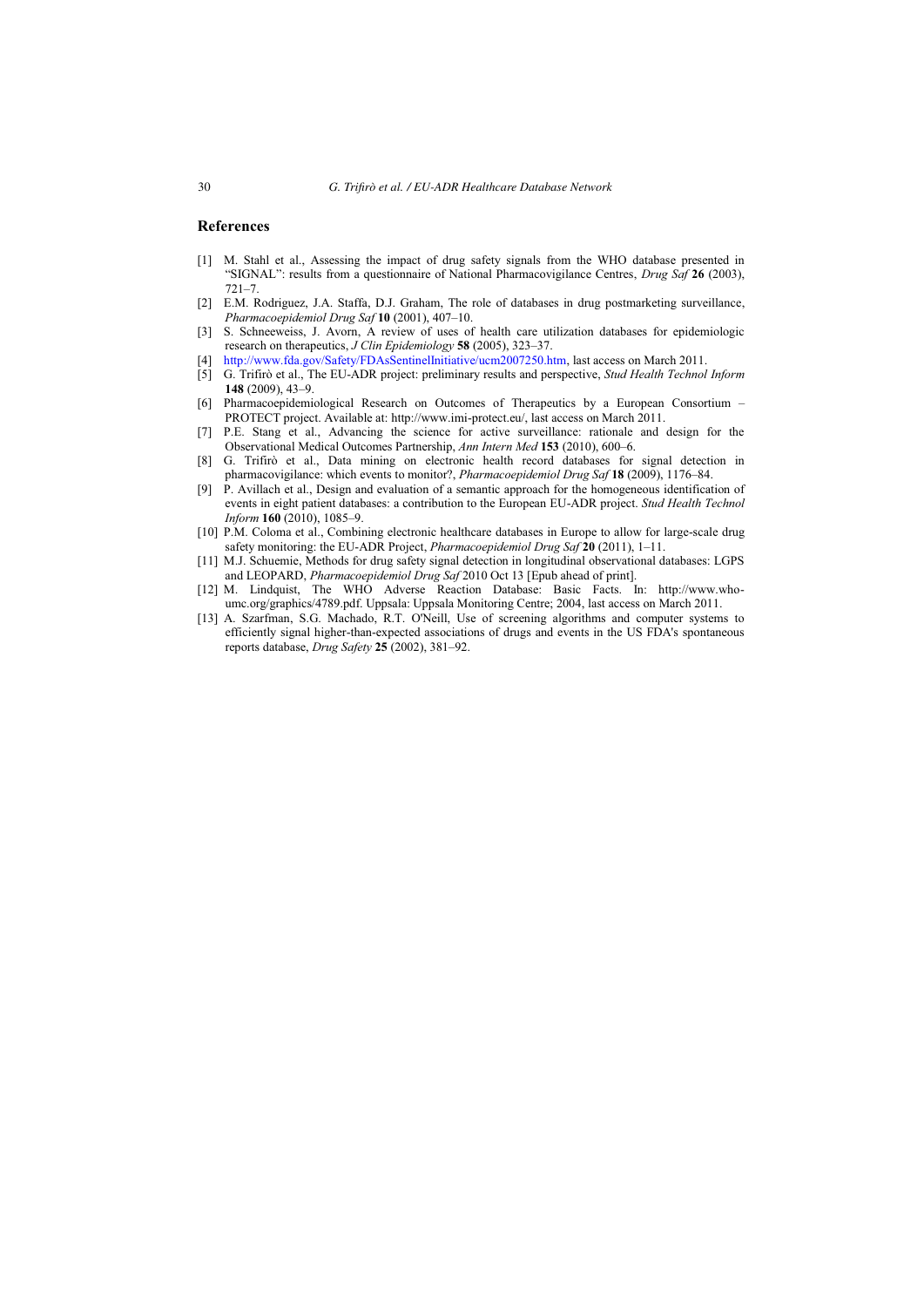## References

[1] M. Stahl et al., Assessing the impact of drug safety signals from the WHO database presented in "SIGNAL": results from a questionnaire of National Pharmacovigilance Centres, *Drug Saf* **26** (2003), 721–7.

[2] E.M. Rodriguez, J.A. Staffa, D.J. Graham, The role of databases in drug postmarketing surveillance, *Pharmacoepidemiol Drug Saf* **10** (2001), 407–10.

[3] S. Schneeweiss, J. Avorn, A review of uses of health care utilization databases for epidemiologic research on therapeutics, *J Clin Epidemiology* **58** (2005), 323–37.

[4] http://www.fda.gov/Safety/FDAsSentinelInitiative/ucm2007250.htm, last access on March 2011.

[5] G. Trifirò et al., The EU-ADR project: preliminary results and perspective, *Stud Health Technol Inform* **148** (2009), 43–9.

[6] Pharmacoepidemiological Research on Outcomes of Therapeutics by a European Consortium – PROTECT project. Available at: http://www.imi-protect.eu/, last access on March 2011.

[7] P.E. Stang et al., Advancing the science for active surveillance: rationale and design for the Observational Medical Outcomes Partnership, *Ann Intern Med* **153** (2010), 600–6.

[8] G. Trifirò et al., Data mining on electronic health record databases for signal detection in pharmacovigilance: which events to monitor?, *Pharmacoepidemiol Drug Saf* **18** (2009), 1176–84.

[9] P. Avillach et al., Design and evaluation of a semantic approach for the homogeneous identification of events in eight patient databases: a contribution to the European EU-ADR project. *Stud Health Technol Inform* **160** (2010), 1085–9.

[10] P.M. Coloma et al., Combining electronic healthcare databases in Europe to allow for large-scale drug safety monitoring: the EU-ADR Project, *Pharmacoepidemiol Drug Saf* **20** (2011), 1–11.

[11] M.J. Schuemie, Methods for drug safety signal detection in longitudinal observational databases: LGPS and LEOPARD, *Pharmacoepidemiol Drug Saf* 2010 Oct 13 [Epub ahead of print].

[12] M. Lindquist, The WHO Adverse Reaction Database: Basic Facts. In: http://www.who-umc.org/graphics/4789.pdf. Uppsala: Uppsala Monitoring Centre; 2004, last access on March 2011.

[13] A. Szarfman, S.G. Machado, R.T. O'Neill, Use of screening algorithms and computer systems to efficiently signal higher-than-expected associations of drugs and events in the US FDA's spontaneous reports database, *Drug Safety* **25** (2002), 381–92.